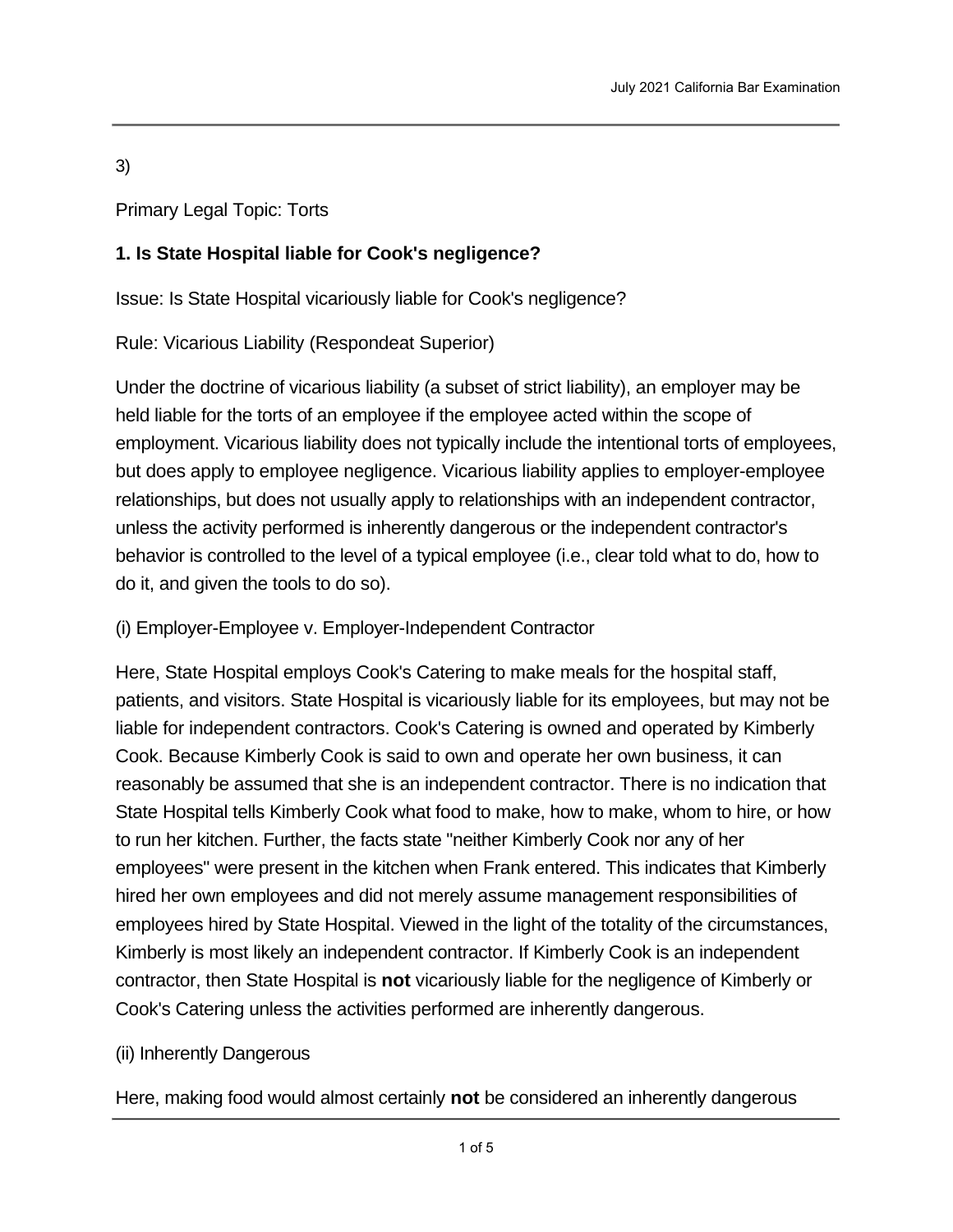3)

Primary Legal Topic: Torts

**1. Is State Hospital liable for Cook's negligence?**

Issue: Is State Hospital vicariously liable for Cook's negligence?

Rule: Vicarious Liability (Respondeat Superior)

Under the doctrine of vicarious liability (a subset of strict liability), an employer may be held liable for the torts of an employee if the employee acted within the scope of employment. Vicarious liability does not typically include the intentional torts of employees, but does apply to employee negligence. Vicarious liability applies to employer-employee relationships, but does not usually apply to relationships with an independent contractor, unless the activity performed is inherently dangerous or the independent contractor's behavior is controlled to the level of a typical employee (i.e., clear told what to do, how to do it, and given the tools to do so).

(i) Employer-Employee v. Employer-Independent Contractor

Here, State Hospital employs Cook's Catering to make meals for the hospital staff, patients, and visitors. State Hospital is vicariously liable for its employees, but may not be liable for independent contractors. Cook's Catering is owned and operated by Kimberly Cook. Because Kimberly Cook is said to own and operate her own business, it can reasonably be assumed that she is an independent contractor. There is no indication that State Hospital tells Kimberly Cook what food to make, how to make, whom to hire, or how to run her kitchen. Further, the facts state "neither Kimberly Cook nor any of her employees" were present in the kitchen when Frank entered. This indicates that Kimberly hired her own employees and did not merely assume management responsibilities of employees hired by State Hospital. Viewed in the light of the totality of the circumstances, Kimberly is most likely an independent contractor. If Kimberly Cook is an independent contractor, then State Hospital is **not** vicariously liable for the negligence of Kimberly or Cook's Catering unless the activities performed are inherently dangerous.

(ii) Inherently Dangerous

Here, making food would almost certainly **not** be considered an inherently dangerous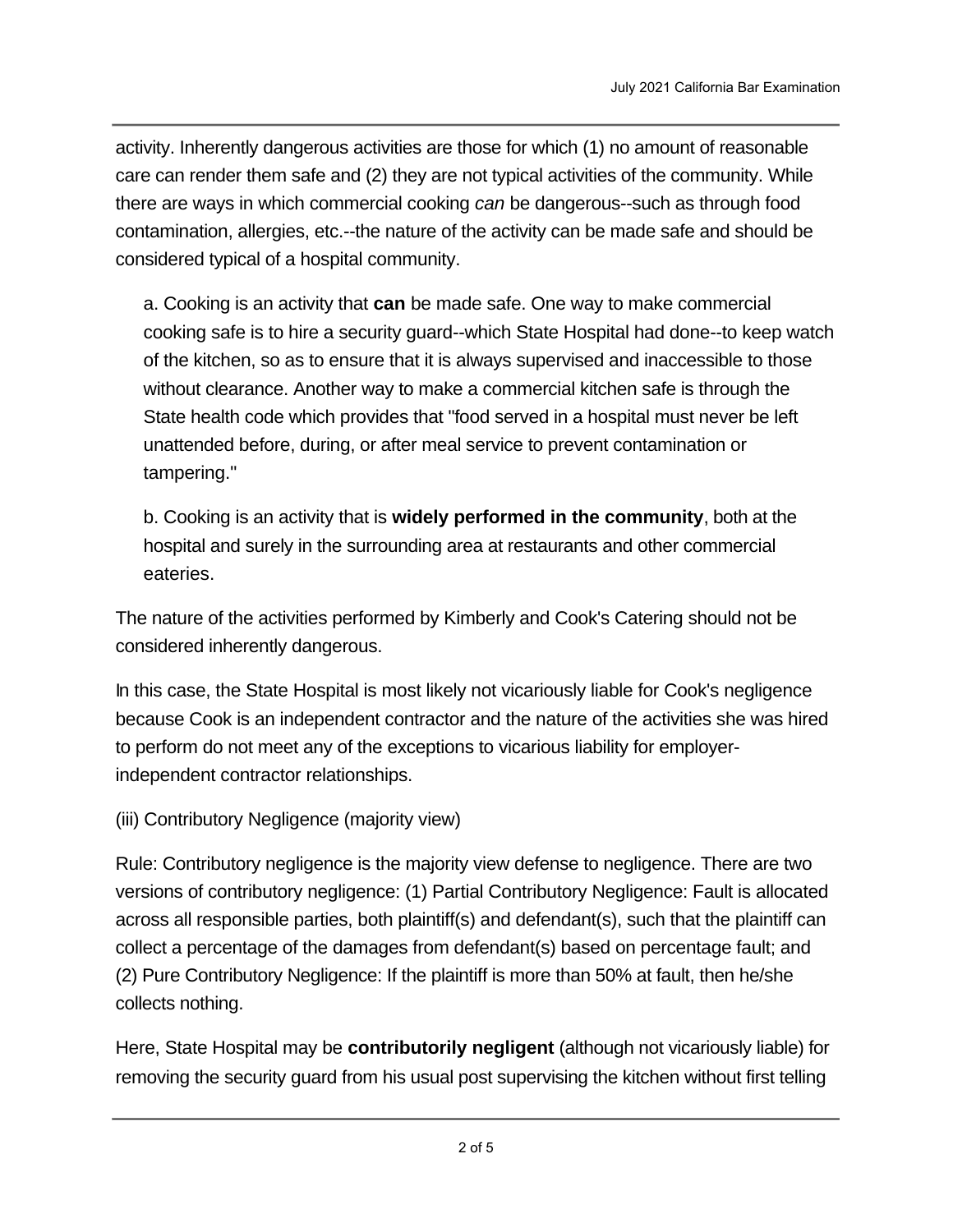activity. Inherently dangerous activities are those for which (1) no amount of reasonable care can render them safe and (2) they are not typical activities of the community. While there are ways in which commercial cooking *can* be dangerous--such as through food contamination, allergies, etc.--the nature of the activity can be made safe and should be considered typical of a hospital community.

> a. Cooking is an activity that **can** be made safe. One way to make commercial cooking safe is to hire a security guard--which State Hospital had done--to keep watch of the kitchen, so as to ensure that it is always supervised and inaccessible to those without clearance. Another way to make a commercial kitchen safe is through the State health code which provides that "food served in a hospital must never be left unattended before, during, or after meal service to prevent contamination or tampering."
>
> b. Cooking is an activity that is **widely performed in the community**, both at the hospital and surely in the surrounding area at restaurants and other commercial eateries.

The nature of the activities performed by Kimberly and Cook's Catering should not be considered inherently dangerous.

In this case, the State Hospital is most likely not vicariously liable for Cook's negligence because Cook is an independent contractor and the nature of the activities she was hired to perform do not meet any of the exceptions to vicarious liability for employer-independent contractor relationships.

(iii) Contributory Negligence (majority view)

Rule: Contributory negligence is the majority view defense to negligence. There are two versions of contributory negligence: (1) Partial Contributory Negligence: Fault is allocated across all responsible parties, both plaintiff(s) and defendant(s), such that the plaintiff can collect a percentage of the damages from defendant(s) based on percentage fault; and (2) Pure Contributory Negligence: If the plaintiff is more than 50% at fault, then he/she collects nothing.

Here, State Hospital may be **contributorily negligent** (although not vicariously liable) for removing the security guard from his usual post supervising the kitchen without first telling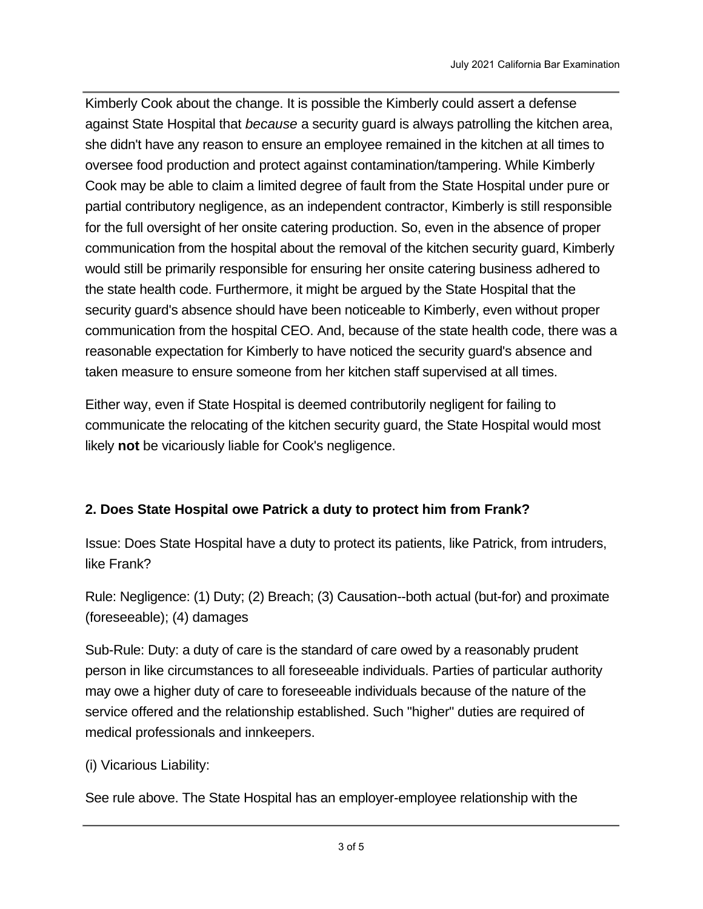Kimberly Cook about the change. It is possible the Kimberly could assert a defense against State Hospital that *because* a security guard is always patrolling the kitchen area, she didn't have any reason to ensure an employee remained in the kitchen at all times to oversee food production and protect against contamination/tampering. While Kimberly Cook may be able to claim a limited degree of fault from the State Hospital under pure or partial contributory negligence, as an independent contractor, Kimberly is still responsible for the full oversight of her onsite catering production. So, even in the absence of proper communication from the hospital about the removal of the kitchen security guard, Kimberly would still be primarily responsible for ensuring her onsite catering business adhered to the state health code. Furthermore, it might be argued by the State Hospital that the security guard's absence should have been noticeable to Kimberly, even without proper communication from the hospital CEO. And, because of the state health code, there was a reasonable expectation for Kimberly to have noticed the security guard's absence and taken measure to ensure someone from her kitchen staff supervised at all times.

Either way, even if State Hospital is deemed contributorily negligent for failing to communicate the relocating of the kitchen security guard, the State Hospital would most likely **not** be vicariously liable for Cook's negligence.

**2. Does State Hospital owe Patrick a duty to protect him from Frank?**

Issue: Does State Hospital have a duty to protect its patients, like Patrick, from intruders, like Frank?

Rule: Negligence: (1) Duty; (2) Breach; (3) Causation--both actual (but-for) and proximate (foreseeable); (4) damages

Sub-Rule: Duty: a duty of care is the standard of care owed by a reasonably prudent person in like circumstances to all foreseeable individuals. Parties of particular authority may owe a higher duty of care to foreseeable individuals because of the nature of the service offered and the relationship established. Such "higher" duties are required of medical professionals and innkeepers.

(i) Vicarious Liability:

See rule above. The State Hospital has an employer-employee relationship with the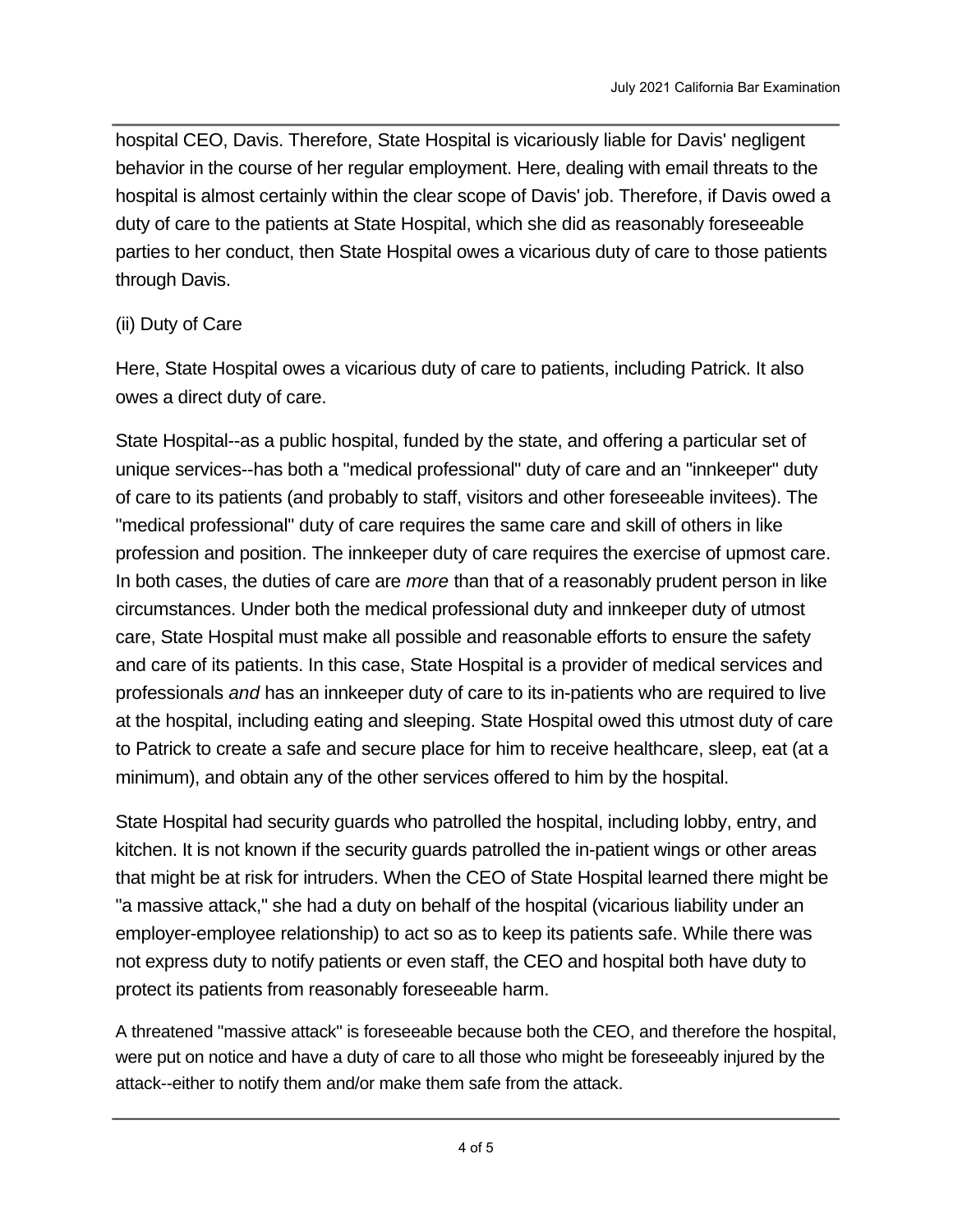hospital CEO, Davis. Therefore, State Hospital is vicariously liable for Davis' negligent behavior in the course of her regular employment. Here, dealing with email threats to the hospital is almost certainly within the clear scope of Davis' job. Therefore, if Davis owed a duty of care to the patients at State Hospital, which she did as reasonably foreseeable parties to her conduct, then State Hospital owes a vicarious duty of care to those patients through Davis.

(ii) Duty of Care

Here, State Hospital owes a vicarious duty of care to patients, including Patrick. It also owes a direct duty of care.

State Hospital--as a public hospital, funded by the state, and offering a particular set of unique services--has both a "medical professional" duty of care and an "innkeeper" duty of care to its patients (and probably to staff, visitors and other foreseeable invitees). The "medical professional" duty of care requires the same care and skill of others in like profession and position. The innkeeper duty of care requires the exercise of upmost care. In both cases, the duties of care are *more* than that of a reasonably prudent person in like circumstances. Under both the medical professional duty and innkeeper duty of utmost care, State Hospital must make all possible and reasonable efforts to ensure the safety and care of its patients. In this case, State Hospital is a provider of medical services and professionals *and* has an innkeeper duty of care to its in-patients who are required to live at the hospital, including eating and sleeping. State Hospital owed this utmost duty of care to Patrick to create a safe and secure place for him to receive healthcare, sleep, eat (at a minimum), and obtain any of the other services offered to him by the hospital.

State Hospital had security guards who patrolled the hospital, including lobby, entry, and kitchen. It is not known if the security guards patrolled the in-patient wings or other areas that might be at risk for intruders. When the CEO of State Hospital learned there might be "a massive attack," she had a duty on behalf of the hospital (vicarious liability under an employer-employee relationship) to act so as to keep its patients safe. While there was not express duty to notify patients or even staff, the CEO and hospital both have duty to protect its patients from reasonably foreseeable harm.

A threatened "massive attack" is foreseeable because both the CEO, and therefore the hospital, were put on notice and have a duty of care to all those who might be foreseeably injured by the attack--either to notify them and/or make them safe from the attack.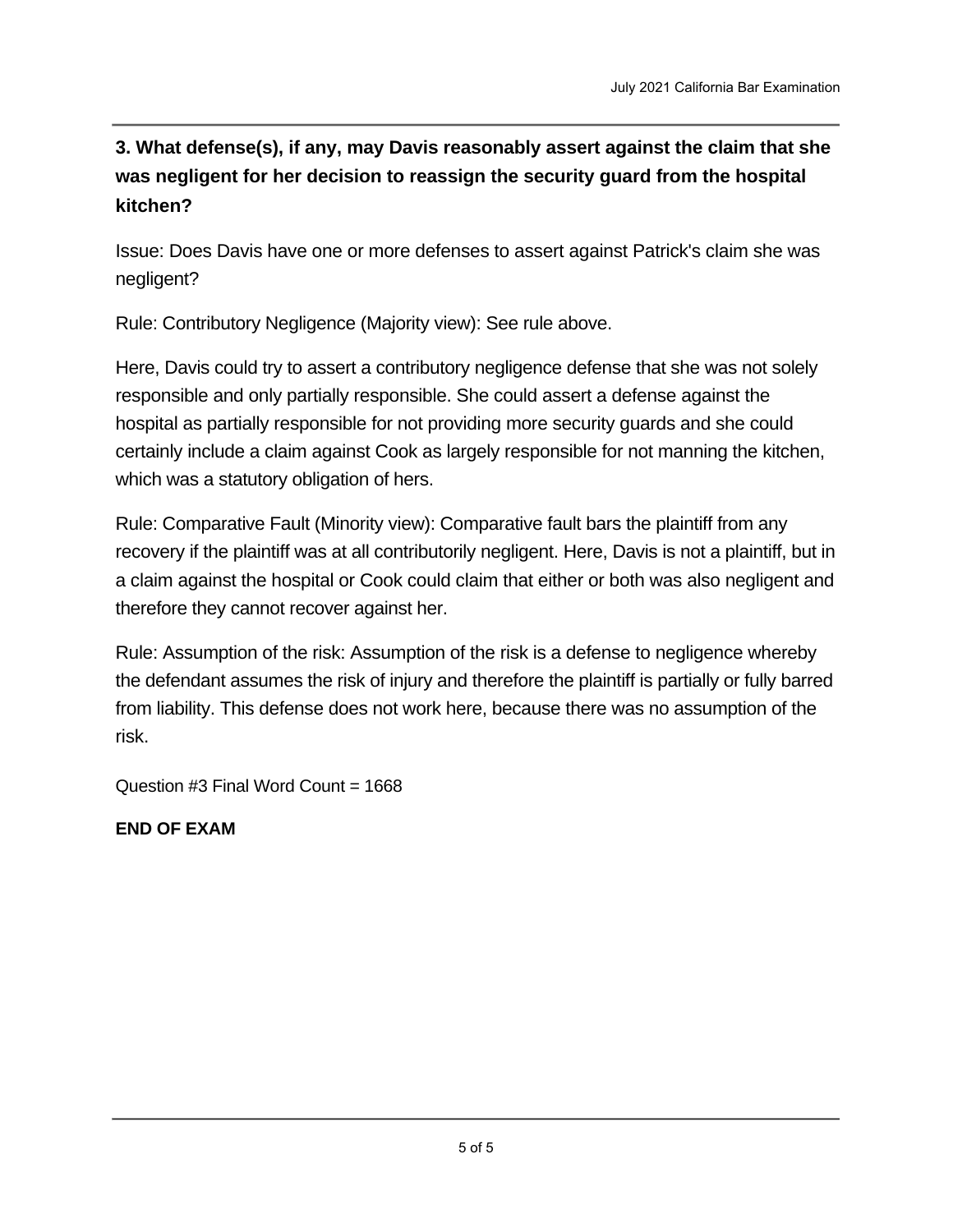**3. What defense(s), if any, may Davis reasonably assert against the claim that she was negligent for her decision to reassign the security guard from the hospital kitchen?**

Issue: Does Davis have one or more defenses to assert against Patrick's claim she was negligent?

Rule: Contributory Negligence (Majority view): See rule above.

Here, Davis could try to assert a contributory negligence defense that she was not solely responsible and only partially responsible. She could assert a defense against the hospital as partially responsible for not providing more security guards and she could certainly include a claim against Cook as largely responsible for not manning the kitchen, which was a statutory obligation of hers.

Rule: Comparative Fault (Minority view): Comparative fault bars the plaintiff from any recovery if the plaintiff was at all contributorily negligent. Here, Davis is not a plaintiff, but in a claim against the hospital or Cook could claim that either or both was also negligent and therefore they cannot recover against her.

Rule: Assumption of the risk: Assumption of the risk is a defense to negligence whereby the defendant assumes the risk of injury and therefore the plaintiff is partially or fully barred from liability. This defense does not work here, because there was no assumption of the risk.

Question #3 Final Word Count = 1668

**END OF EXAM**